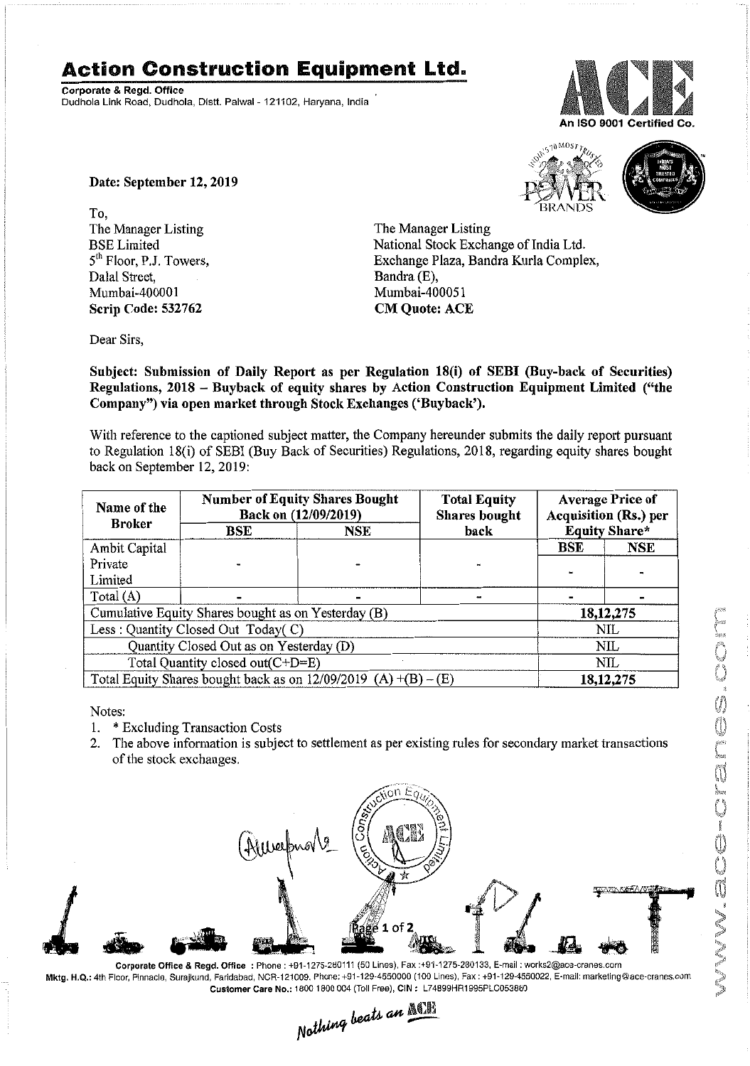# Action Construction Equipment Ltd.

**Corporate & Regd. Office**
Dudhola Link Road, Dudhola, Distt. Palwal - 121102, Haryana, India

An ISO 9001 Certified Co.

**Date: September 12, 2019**

To,
The Manager Listing
BSE Limited
5th Floor, P.J. Towers,
Dalal Street,
Mumbai-400001
**Scrip Code: 532762**

The Manager Listing
National Stock Exchange of India Ltd.
Exchange Plaza, Bandra Kurla Complex,
Bandra (E),
Mumbai-400051
**CM Quote: ACE**

Dear Sirs,

**Subject: Submission of Daily Report as per Regulation 18(i) of SEBI (Buy-back of Securities) Regulations, 2018 – Buyback of equity shares by Action Construction Equipment Limited ("the Company") via open market through Stock Exchanges ('Buyback').**

With reference to the captioned subject matter, the Company hereunder submits the daily report pursuant to Regulation 18(i) of SEBI (Buy Back of Securities) Regulations, 2018, regarding equity shares bought back on September 12, 2019:

| Name of the Broker | Number of Equity Shares Bought Back on (12/09/2019) | | Total Equity Shares bought back | Average Price of Acquisition (Rs.) per Equity Share* | |
|---|---|---|---|---|---|
| | BSE | NSE | | BSE | NSE |
| Ambit Capital Private Limited | - | - | - | - | - |
| Total (A) | - | - | - | - | - |
| Cumulative Equity Shares bought as on Yesterday (B) | | | | 18,12,275 | |
| Less : Quantity Closed Out Today( C) | | | | NIL | |
| Quantity Closed Out as on Yesterday (D) | | | | NIL | |
| Total Quantity closed out(C+D=E) | | | | NIL | |
| Total Equity Shares bought back as on 12/09/2019 (A) +(B) – (E) | | | | 18,12,275 | |

Notes:

1. * Excluding Transaction Costs
2. The above information is subject to settlement as per existing rules for secondary market transactions of the stock exchanges.

**Corporate Office & Regd. Office** : Phone : +91-1275-280111 (50 Lines), Fax :+91-1275-280133, E-mail : works2@ace-cranes.com
**Mktg. H.Q.:** 4th Floor, Pinnacle, Surajkund, Faridabad, NCR-121009. Phone: +91-129-4550000 (100 Lines), Fax : +91-129-4550022, E-mail: marketing@ace-cranes.com
**Customer Care No.:** 1800 1800 004 (Toll Free), CIN : L74899HR1995PLC053860

*Nothing beats an ACE*

www.ace-cranes.com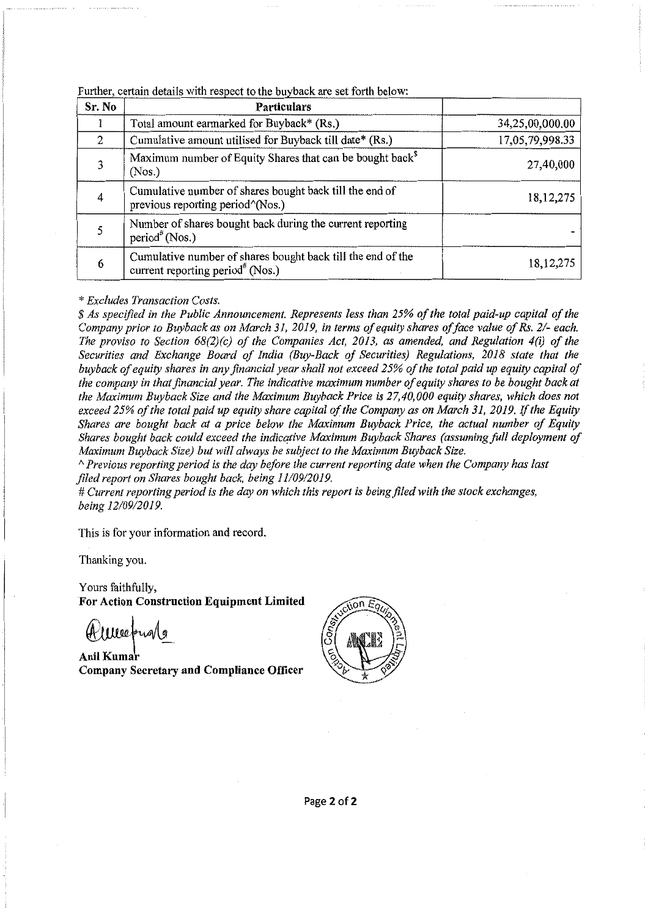Further, certain details with respect to the buyback are set forth below:

| Sr. No | Particulars | |
|---|---|---|
| 1 | Total amount earmarked for Buyback* (Rs.) | 34,25,00,000.00 |
| 2 | Cumulative amount utilised for Buyback till date* (Rs.) | 17,05,79,998.33 |
| 3 | Maximum number of Equity Shares that can be bought back$ (Nos.) | 27,40,000 |
| 4 | Cumulative number of shares bought back till the end of previous reporting period^(Nos.) | 18,12,275 |
| 5 | Number of shares bought back during the current reporting period# (Nos.) | - |
| 6 | Cumulative number of shares bought back till the end of the current reporting period# (Nos.) | 18,12,275 |

\* *Excludes Transaction Costs.*

*$ As specified in the Public Announcement. Represents less than 25% of the total paid-up capital of the Company prior to Buyback as on March 31, 2019, in terms of equity shares of face value of Rs. 2/- each. The proviso to Section 68(2)(c) of the Companies Act, 2013, as amended, and Regulation 4(i) of the Securities and Exchange Board of India (Buy-Back of Securities) Regulations, 2018 state that the buyback of equity shares in any financial year shall not exceed 25% of the total paid up equity capital of the company in that financial year. The indicative maximum number of equity shares to be bought back at the Maximum Buyback Size and the Maximum Buyback Price is 27,40,000 equity shares, which does not exceed 25% of the total paid up equity share capital of the Company as on March 31, 2019. If the Equity Shares are bought back at a price below the Maximum Buyback Price, the actual number of Equity Shares bought back could exceed the indicative Maximum Buyback Shares (assuming full deployment of Maximum Buyback Size) but will always be subject to the Maximum Buyback Size.*

*^ Previous reporting period is the day before the current reporting date when the Company has last filed report on Shares bought back, being 11/09/2019.*

*# Current reporting period is the day on which this report is being filed with the stock exchanges, being 12/09/2019.*

This is for your information and record.

Thanking you.

Yours faithfully,
**For Action Construction Equipment Limited**

**Anil Kumar**
**Company Secretary and Compliance Officer**